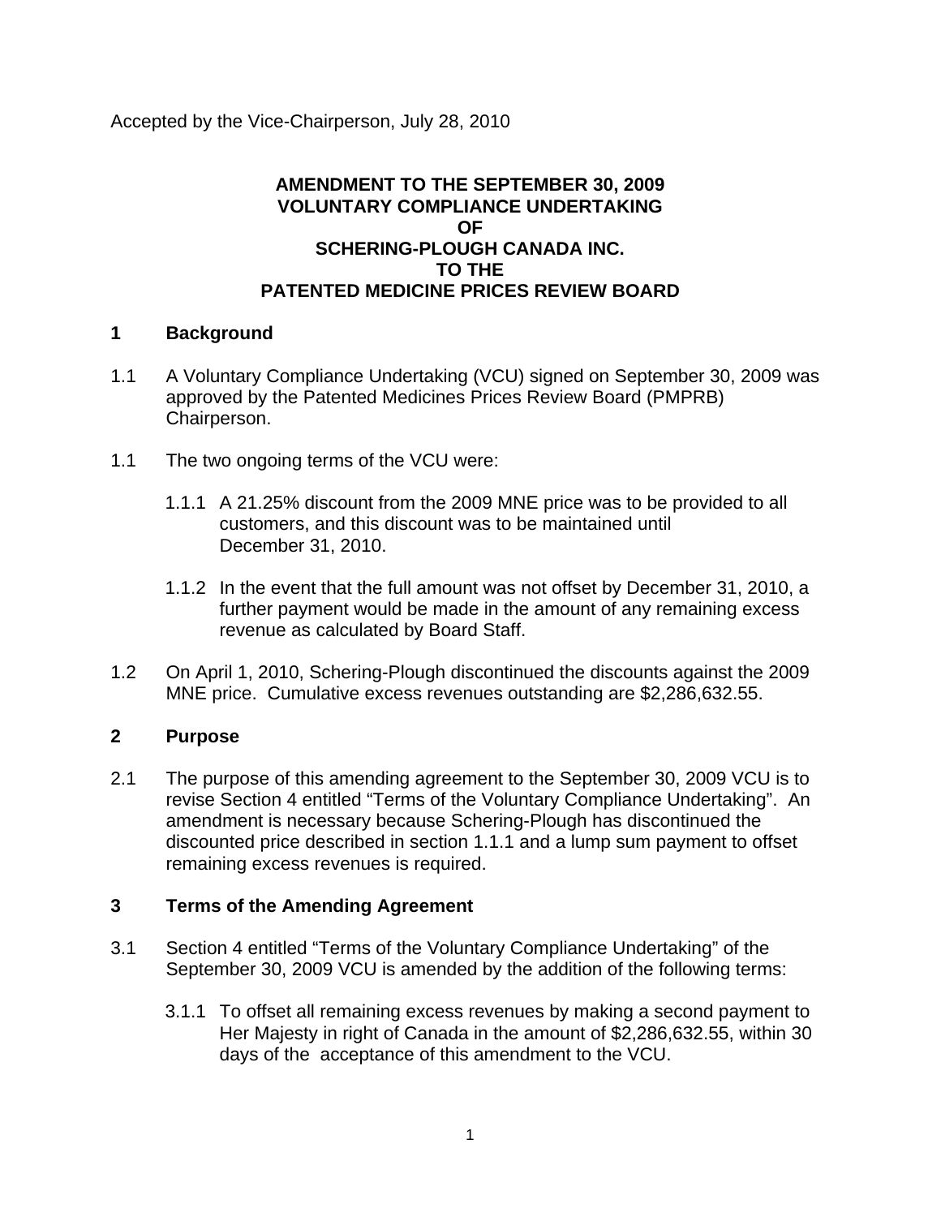Accepted by the Vice-Chairperson, July 28, 2010

**AMENDMENT TO THE SEPTEMBER 30, 2009**
**VOLUNTARY COMPLIANCE UNDERTAKING**
**OF**
**SCHERING-PLOUGH CANADA INC.**
**TO THE**
**PATENTED MEDICINE PRICES REVIEW BOARD**

## 1 Background

1.1 A Voluntary Compliance Undertaking (VCU) signed on September 30, 2009 was approved by the Patented Medicines Prices Review Board (PMPRB) Chairperson.

1.1 The two ongoing terms of the VCU were:

1.1.1 A 21.25% discount from the 2009 MNE price was to be provided to all customers, and this discount was to be maintained until December 31, 2010.

1.1.2 In the event that the full amount was not offset by December 31, 2010, a further payment would be made in the amount of any remaining excess revenue as calculated by Board Staff.

1.2 On April 1, 2010, Schering-Plough discontinued the discounts against the 2009 MNE price. Cumulative excess revenues outstanding are $2,286,632.55.

## 2 Purpose

2.1 The purpose of this amending agreement to the September 30, 2009 VCU is to revise Section 4 entitled “Terms of the Voluntary Compliance Undertaking”. An amendment is necessary because Schering-Plough has discontinued the discounted price described in section 1.1.1 and a lump sum payment to offset remaining excess revenues is required.

## 3 Terms of the Amending Agreement

3.1 Section 4 entitled “Terms of the Voluntary Compliance Undertaking” of the September 30, 2009 VCU is amended by the addition of the following terms:

3.1.1 To offset all remaining excess revenues by making a second payment to Her Majesty in right of Canada in the amount of $2,286,632.55, within 30 days of the acceptance of this amendment to the VCU.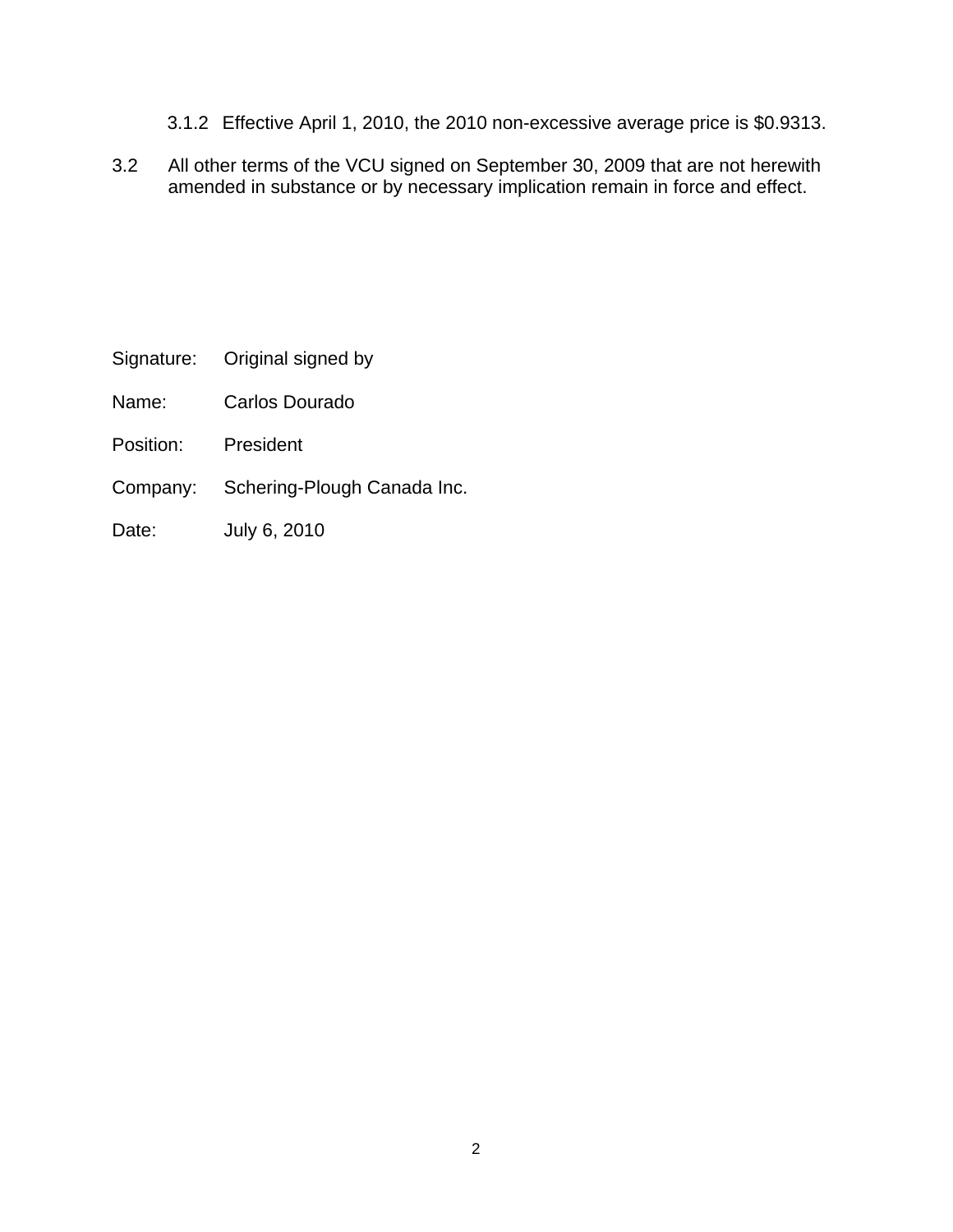3.1.2 Effective April 1, 2010, the 2010 non-excessive average price is $0.9313.

3.2 All other terms of the VCU signed on September 30, 2009 that are not herewith amended in substance or by necessary implication remain in force and effect.

Signature: Original signed by

Name: Carlos Dourado

Position: President

Company: Schering-Plough Canada Inc.

Date: July 6, 2010